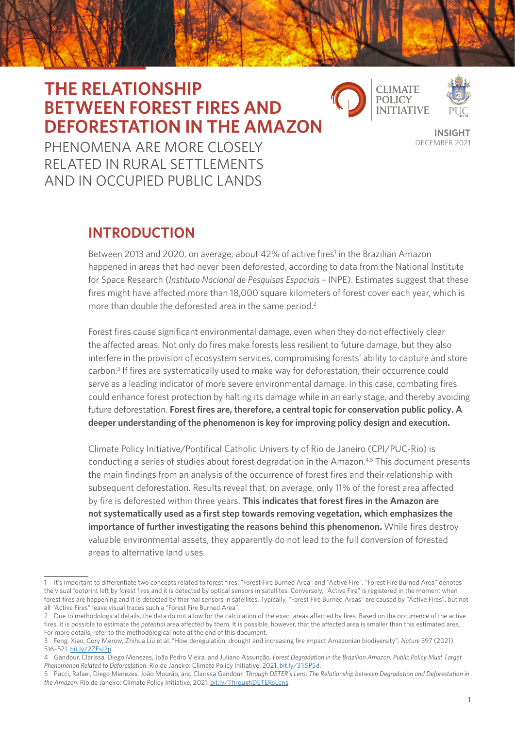# THE RELATIONSHIP BETWEEN FOREST FIRES AND DEFORESTATION IN THE AMAZON

## PHENOMENA ARE MORE CLOSELY RELATED IN RURAL SETTLEMENTS AND IN OCCUPIED PUBLIC LANDS

CLIMATE POLICY INITIATIVE

PUC RIO

**INSIGHT**
DECEMBER 2021

## INTRODUCTION

Between 2013 and 2020, on average, about 42% of active fires[1] in the Brazilian Amazon happened in areas that had never been deforested, according to data from the National Institute for Space Research (*Instituto Nacional de Pesquisas Espaciais* – INPE). Estimates suggest that these fires might have affected more than 18,000 square kilometers of forest cover each year, which is more than double the deforested area in the same period.[2]

Forest fires cause significant environmental damage, even when they do not effectively clear the affected areas. Not only do fires make forests less resilient to future damage, but they also interfere in the provision of ecosystem services, compromising forests' ability to capture and store carbon.[3] If fires are systematically used to make way for deforestation, their occurrence could serve as a leading indicator of more severe environmental damage. In this case, combating fires could enhance forest protection by halting its damage while in an early stage, and thereby avoiding future deforestation. **Forest fires are, therefore, a central topic for conservation public policy. A deeper understanding of the phenomenon is key for improving policy design and execution.**

Climate Policy Initiative/Pontifical Catholic University of Rio de Janeiro (CPI/PUC-Rio) is conducting a series of studies about forest degradation in the Amazon.[4,5] This document presents the main findings from an analysis of the occurrence of forest fires and their relationship with subsequent deforestation. Results reveal that, on average, only 11% of the forest area affected by fire is deforested within three years. **This indicates that forest fires in the Amazon are not systematically used as a first step towards removing vegetation, which emphasizes the importance of further investigating the reasons behind this phenomenon.** While fires destroy valuable environmental assets, they apparently do not lead to the full conversion of forested areas to alternative land uses.

---

1 It's important to differentiate two concepts related to forest fires: "Forest Fire Burned Area" and "Active Fire". "Forest Fire Burned Area" denotes the visual footprint left by forest fires and it is detected by optical sensors in satellites. Conversely, "Active Fire" is registered in the moment when forest fires are happening and it is detected by thermal sensors in satellites. Typically, "Forest Fire Burned Areas" are caused by "Active Fires", but not all "Active Fires" leave visual traces such a "Forest Fire Burned Area".

2 Due to methodological details, the data do not allow for the calculation of the exact areas affected by fires. Based on the occurrence of the active fires, it is possible to estimate the *potential* area affected by them. It is possible, however, that the affected area is smaller than this estimated area. For more details, refer to the methodological note at the end of this document.

3 Feng, Xiao, Cory Merow, Zhihua Liu et al. "How deregulation, drought and increasing fire impact Amazonian biodiversity". *Nature* 597 (2021): 516–521. bit.ly/2ZEsI2p.

4 Gandour, Clarissa, Diego Menezes, João Pedro Vieira, and Juliano Assunção. *Forest Degradation in the Brazilian Amazon: Public Policy Must Target Phenomenon Related to Deforestation*. Rio de Janeiro: Climate Policy Initiative, 2021. bit.ly/31i5P5d.

5 Pucci, Rafael, Diego Menezes, João Mourão, and Clarissa Gandour. *Through DETER's Lens: The Relationship between Degradation and Deforestation in the Amazon*. Rio de Janeiro: Climate Policy Initiative, 2021. bit.ly/ThroughDETERsLens.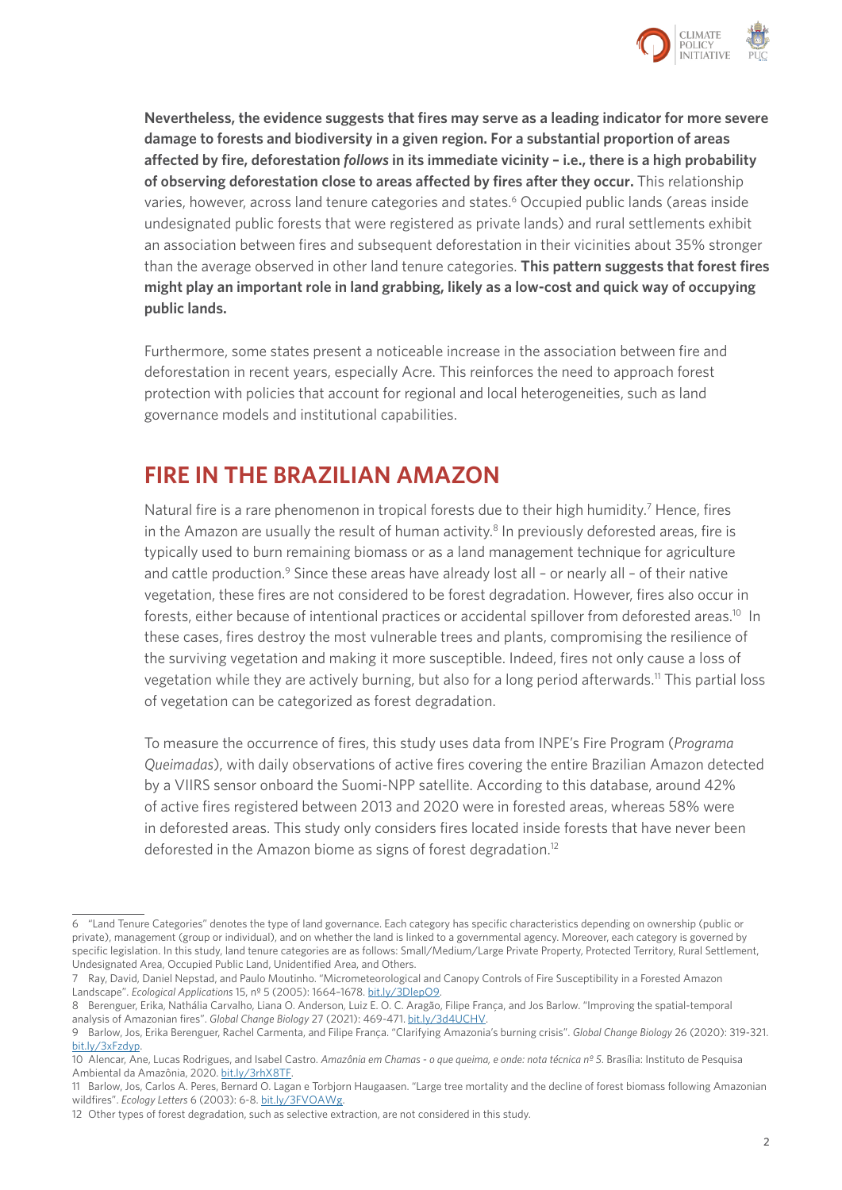**Nevertheless, the evidence suggests that fires may serve as a leading indicator for more severe damage to forests and biodiversity in a given region. For a substantial proportion of areas affected by fire, deforestation *follows* in its immediate vicinity – i.e., there is a high probability of observing deforestation close to areas affected by fires after they occur.** This relationship varies, however, across land tenure categories and states.[6] Occupied public lands (areas inside undesignated public forests that were registered as private lands) and rural settlements exhibit an association between fires and subsequent deforestation in their vicinities about 35% stronger than the average observed in other land tenure categories. **This pattern suggests that forest fires might play an important role in land grabbing, likely as a low-cost and quick way of occupying public lands.**

Furthermore, some states present a noticeable increase in the association between fire and deforestation in recent years, especially Acre. This reinforces the need to approach forest protection with policies that account for regional and local heterogeneities, such as land governance models and institutional capabilities.

## FIRE IN THE BRAZILIAN AMAZON

Natural fire is a rare phenomenon in tropical forests due to their high humidity.[7] Hence, fires in the Amazon are usually the result of human activity.[8] In previously deforested areas, fire is typically used to burn remaining biomass or as a land management technique for agriculture and cattle production.[9] Since these areas have already lost all – or nearly all – of their native vegetation, these fires are not considered to be forest degradation. However, fires also occur in forests, either because of intentional practices or accidental spillover from deforested areas.[10] In these cases, fires destroy the most vulnerable trees and plants, compromising the resilience of the surviving vegetation and making it more susceptible. Indeed, fires not only cause a loss of vegetation while they are actively burning, but also for a long period afterwards.[11] This partial loss of vegetation can be categorized as forest degradation.

To measure the occurrence of fires, this study uses data from INPE's Fire Program (*Programa Queimadas*), with daily observations of active fires covering the entire Brazilian Amazon detected by a VIIRS sensor onboard the Suomi-NPP satellite. According to this database, around 42% of active fires registered between 2013 and 2020 were in forested areas, whereas 58% were in deforested areas. This study only considers fires located inside forests that have never been deforested in the Amazon biome as signs of forest degradation.[12]

---

6 "Land Tenure Categories" denotes the type of land governance. Each category has specific characteristics depending on ownership (public or private), management (group or individual), and on whether the land is linked to a governmental agency. Moreover, each category is governed by specific legislation. In this study, land tenure categories are as follows: Small/Medium/Large Private Property, Protected Territory, Rural Settlement, Undesignated Area, Occupied Public Land, Unidentified Area, and Others.

7 Ray, David, Daniel Nepstad, and Paulo Moutinho. "Micrometeorological and Canopy Controls of Fire Susceptibility in a Forested Amazon Landscape". *Ecological Applications* 15, nº 5 (2005): 1664–1678. bit.ly/3DlepO9.

8 Berenguer, Erika, Nathália Carvalho, Liana O. Anderson, Luiz E. O. C. Aragão, Filipe França, and Jos Barlow. "Improving the spatial-temporal analysis of Amazonian fires". *Global Change Biology* 27 (2021): 469-471. bit.ly/3d4UCHV.

9 Barlow, Jos, Erika Berenguer, Rachel Carmenta, and Filipe França. "Clarifying Amazonia's burning crisis". *Global Change Biology* 26 (2020): 319-321. bit.ly/3xFzdyp.

10 Alencar, Ane, Lucas Rodrigues, and Isabel Castro. *Amazônia em Chamas - o que queima, e onde: nota técnica nº 5*. Brasília: Instituto de Pesquisa Ambiental da Amazônia, 2020. bit.ly/3rhX8TF.

11 Barlow, Jos, Carlos A. Peres, Bernard O. Lagan e Torbjorn Haugaasen. "Large tree mortality and the decline of forest biomass following Amazonian wildfires". *Ecology Letters* 6 (2003): 6-8. bit.ly/3FVOAWg.

12 Other types of forest degradation, such as selective extraction, are not considered in this study.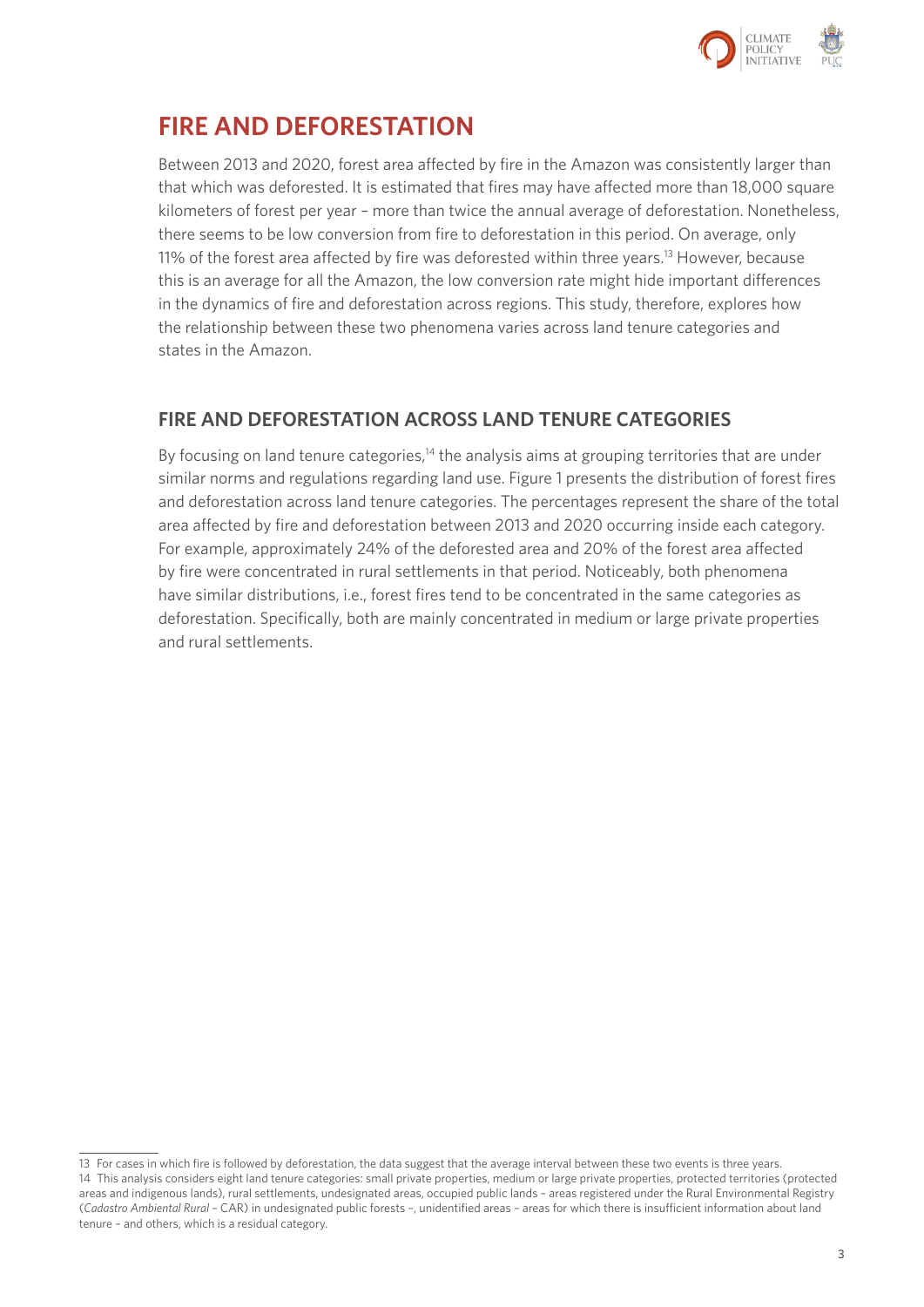## FIRE AND DEFORESTATION

Between 2013 and 2020, forest area affected by fire in the Amazon was consistently larger than that which was deforested. It is estimated that fires may have affected more than 18,000 square kilometers of forest per year – more than twice the annual average of deforestation. Nonetheless, there seems to be low conversion from fire to deforestation in this period. On average, only 11% of the forest area affected by fire was deforested within three years.[13] However, because this is an average for all the Amazon, the low conversion rate might hide important differences in the dynamics of fire and deforestation across regions. This study, therefore, explores how the relationship between these two phenomena varies across land tenure categories and states in the Amazon.

### FIRE AND DEFORESTATION ACROSS LAND TENURE CATEGORIES

By focusing on land tenure categories,[14] the analysis aims at grouping territories that are under similar norms and regulations regarding land use. Figure 1 presents the distribution of forest fires and deforestation across land tenure categories. The percentages represent the share of the total area affected by fire and deforestation between 2013 and 2020 occurring inside each category. For example, approximately 24% of the deforested area and 20% of the forest area affected by fire were concentrated in rural settlements in that period. Noticeably, both phenomena have similar distributions, i.e., forest fires tend to be concentrated in the same categories as deforestation. Specifically, both are mainly concentrated in medium or large private properties and rural settlements.

---

13 For cases in which fire is followed by deforestation, the data suggest that the average interval between these two events is three years.

14 This analysis considers eight land tenure categories: small private properties, medium or large private properties, protected territories (protected areas and indigenous lands), rural settlements, undesignated areas, occupied public lands – areas registered under the Rural Environmental Registry (*Cadastro Ambiental Rural* – CAR) in undesignated public forests –, unidentified areas – areas for which there is insufficient information about land tenure – and others, which is a residual category.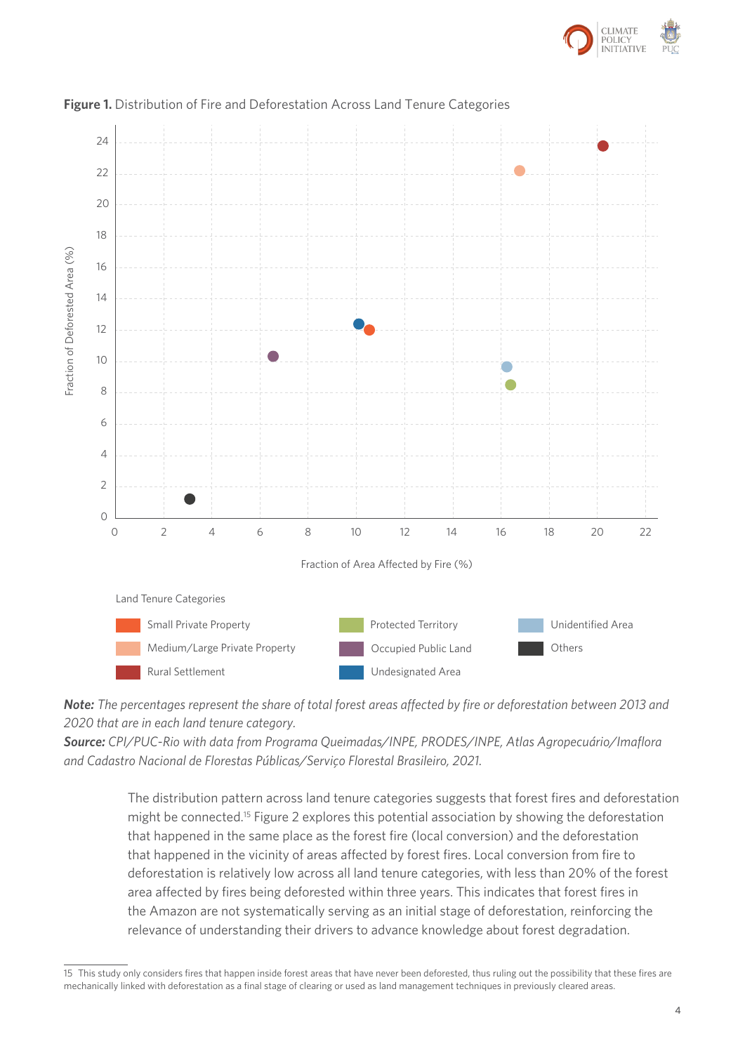**Figure 1.** Distribution of Fire and Deforestation Across Land Tenure Categories

Land Tenure Categories

- Small Private Property
- Medium/Large Private Property
- Rural Settlement
- Protected Territory
- Occupied Public Land
- Undesignated Area
- Unidentified Area
- Others

***Note:*** *The percentages represent the share of total forest areas affected by fire or deforestation between 2013 and 2020 that are in each land tenure category.*

***Source:*** *CPI/PUC-Rio with data from Programa Queimadas/INPE, PRODES/INPE, Atlas Agropecuário/Imaflora and Cadastro Nacional de Florestas Públicas/Serviço Florestal Brasileiro, 2021.*

The distribution pattern across land tenure categories suggests that forest fires and deforestation might be connected.[15] Figure 2 explores this potential association by showing the deforestation that happened in the same place as the forest fire (local conversion) and the deforestation that happened in the vicinity of areas affected by forest fires. Local conversion from fire to deforestation is relatively low across all land tenure categories, with less than 20% of the forest area affected by fires being deforested within three years. This indicates that forest fires in the Amazon are not systematically serving as an initial stage of deforestation, reinforcing the relevance of understanding their drivers to advance knowledge about forest degradation.

15 This study only considers fires that happen inside forest areas that have never been deforested, thus ruling out the possibility that these fires are mechanically linked with deforestation as a final stage of clearing or used as land management techniques in previously cleared areas.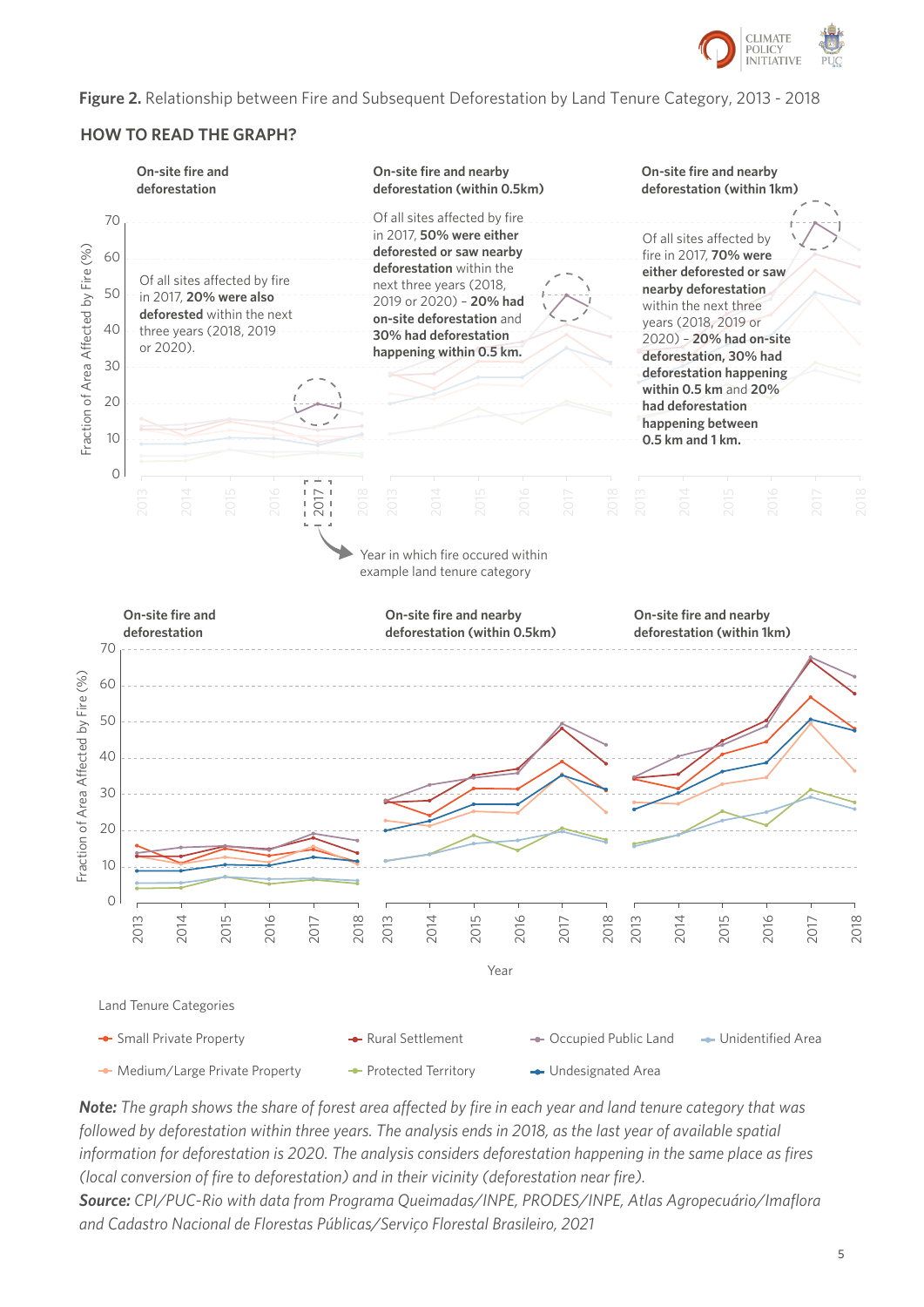**Figure 2.** Relationship between Fire and Subsequent Deforestation by Land Tenure Category, 2013 - 2018

### HOW TO READ THE GRAPH?

**On-site fire and deforestation**

Of all sites affected by fire in 2017, **20% were also deforested** within the next three years (2018, 2019 or 2020).

**On-site fire and nearby deforestation (within 0.5km)**

Of all sites affected by fire in 2017, **50% were either deforested or saw nearby deforestation** within the next three years (2018, 2019 or 2020) – **20% had on-site deforestation** and **30% had deforestation happening within 0.5 km.**

**On-site fire and nearby deforestation (within 1km)**

Of all sites affected by fire in 2017, **70% were either deforested or saw nearby deforestation** within the next three years (2018, 2019 or 2020) – **20% had on-site deforestation, 30% had deforestation happening within 0.5 km** and **20% had deforestation happening between 0.5 km and 1 km.**

Year in which fire occured within example land tenure category

Land Tenure Categories: Small Private Property; Medium/Large Private Property; Rural Settlement; Protected Territory; Occupied Public Land; Undesignated Area; Unidentified Area

***Note:*** *The graph shows the share of forest area affected by fire in each year and land tenure category that was followed by deforestation within three years. The analysis ends in 2018, as the last year of available spatial information for deforestation is 2020. The analysis considers deforestation happening in the same place as fires (local conversion of fire to deforestation) and in their vicinity (deforestation near fire).*

***Source:*** *CPI/PUC-Rio with data from Programa Queimadas/INPE, PRODES/INPE, Atlas Agropecuário/Imaflora and Cadastro Nacional de Florestas Públicas/Serviço Florestal Brasileiro, 2021*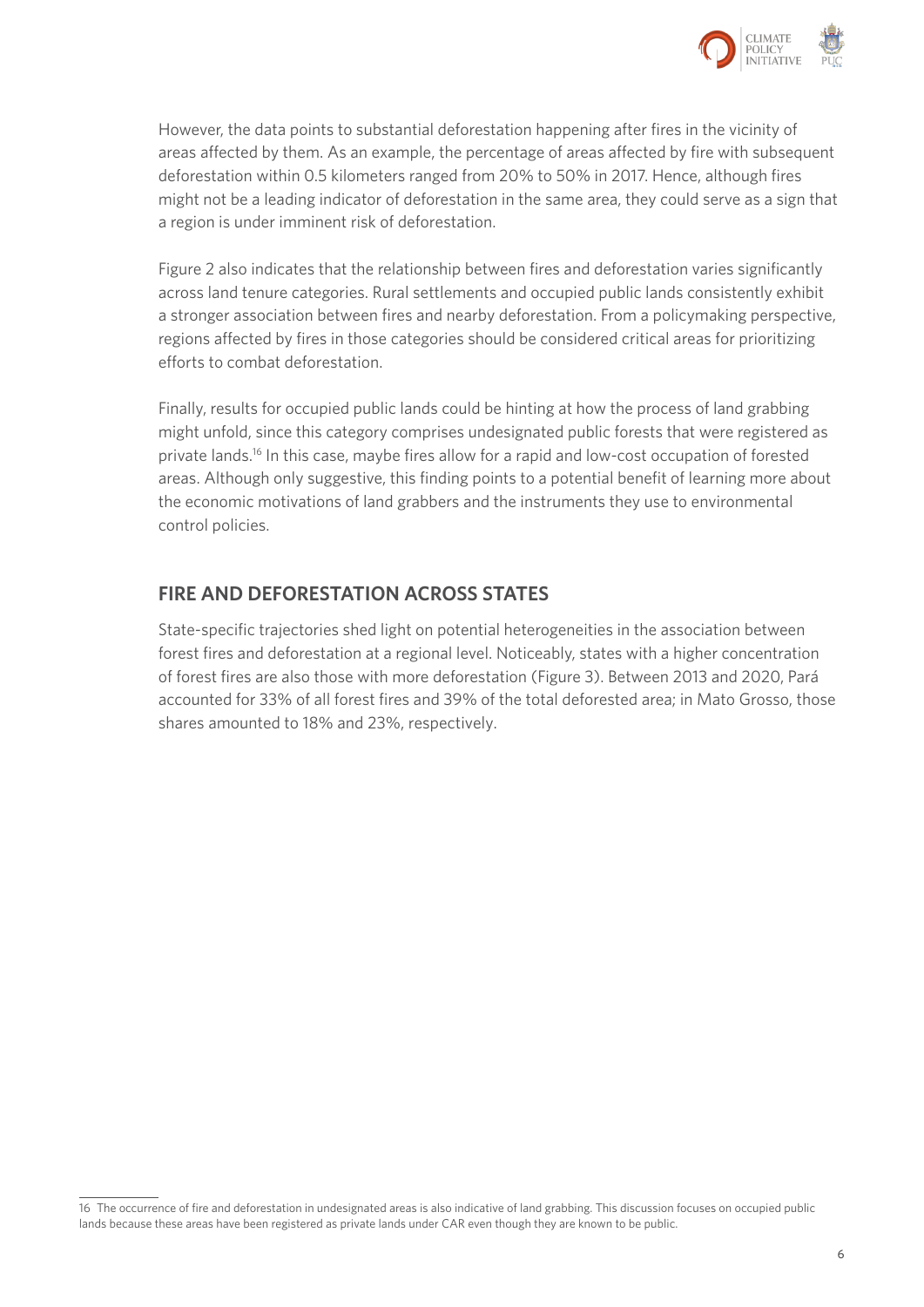However, the data points to substantial deforestation happening after fires in the vicinity of areas affected by them. As an example, the percentage of areas affected by fire with subsequent deforestation within 0.5 kilometers ranged from 20% to 50% in 2017. Hence, although fires might not be a leading indicator of deforestation in the same area, they could serve as a sign that a region is under imminent risk of deforestation.

Figure 2 also indicates that the relationship between fires and deforestation varies significantly across land tenure categories. Rural settlements and occupied public lands consistently exhibit a stronger association between fires and nearby deforestation. From a policymaking perspective, regions affected by fires in those categories should be considered critical areas for prioritizing efforts to combat deforestation.

Finally, results for occupied public lands could be hinting at how the process of land grabbing might unfold, since this category comprises undesignated public forests that were registered as private lands.[16] In this case, maybe fires allow for a rapid and low-cost occupation of forested areas. Although only suggestive, this finding points to a potential benefit of learning more about the economic motivations of land grabbers and the instruments they use to environmental control policies.

## FIRE AND DEFORESTATION ACROSS STATES

State-specific trajectories shed light on potential heterogeneities in the association between forest fires and deforestation at a regional level. Noticeably, states with a higher concentration of forest fires are also those with more deforestation (Figure 3). Between 2013 and 2020, Pará accounted for 33% of all forest fires and 39% of the total deforested area; in Mato Grosso, those shares amounted to 18% and 23%, respectively.

---

16 The occurrence of fire and deforestation in undesignated areas is also indicative of land grabbing. This discussion focuses on occupied public lands because these areas have been registered as private lands under CAR even though they are known to be public.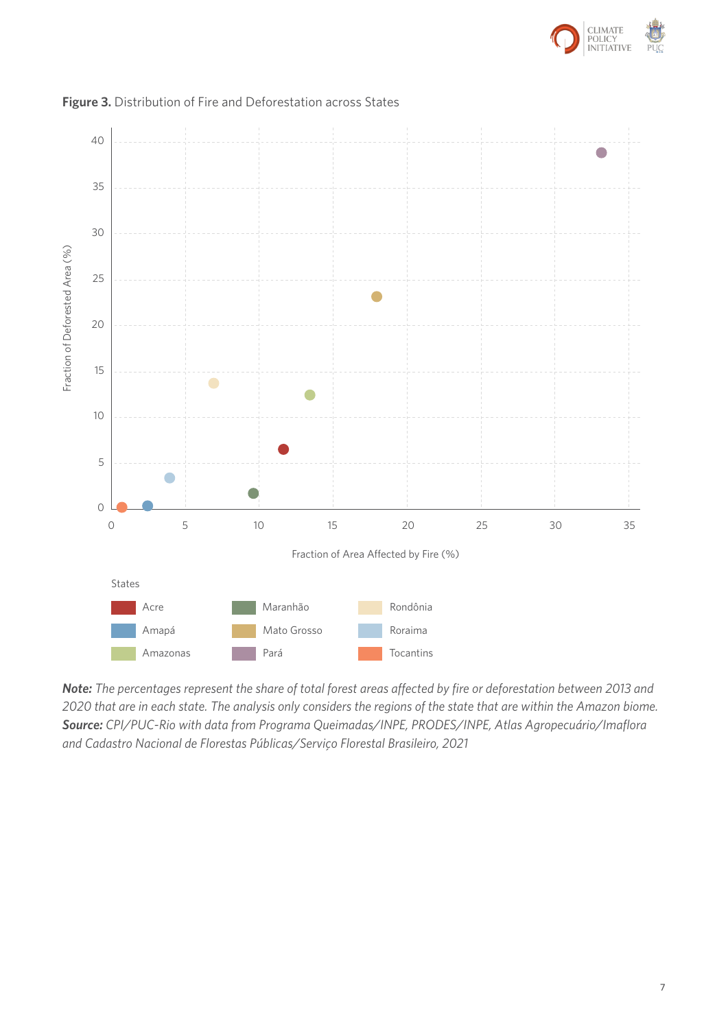**Figure 3.** Distribution of Fire and Deforestation across States

***Note:*** *The percentages represent the share of total forest areas affected by fire or deforestation between 2013 and 2020 that are in each state. The analysis only considers the regions of the state that are within the Amazon biome.*
***Source:*** *CPI/PUC-Rio with data from Programa Queimadas/INPE, PRODES/INPE, Atlas Agropecuário/Imaflora and Cadastro Nacional de Florestas Públicas/Serviço Florestal Brasileiro, 2021*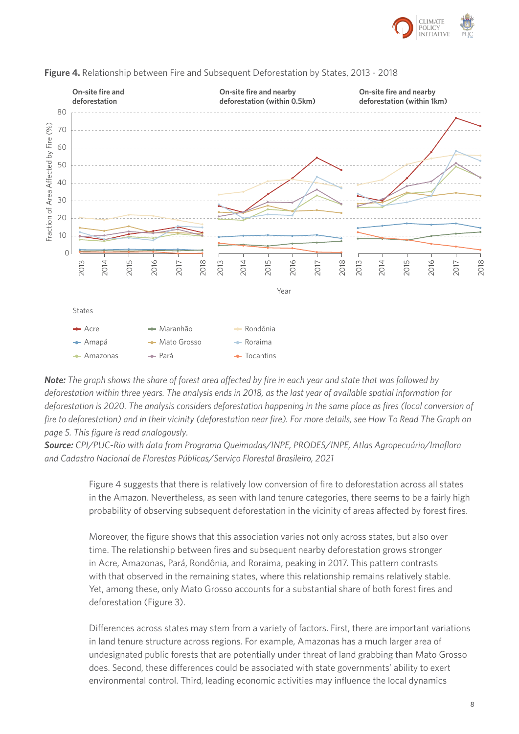**Figure 4.** Relationship between Fire and Subsequent Deforestation by States, 2013 - 2018

***Note:*** *The graph shows the share of forest area affected by fire in each year and state that was followed by deforestation within three years. The analysis ends in 2018, as the last year of available spatial information for deforestation is 2020. The analysis considers deforestation happening in the same place as fires (local conversion of fire to deforestation) and in their vicinity (deforestation near fire). For more details, see How To Read The Graph on page 5. This figure is read analogously.*

***Source:*** *CPI/PUC-Rio with data from Programa Queimadas/INPE, PRODES/INPE, Atlas Agropecuário/Imaflora and Cadastro Nacional de Florestas Públicas/Serviço Florestal Brasileiro, 2021*

Figure 4 suggests that there is relatively low conversion of fire to deforestation across all states in the Amazon. Nevertheless, as seen with land tenure categories, there seems to be a fairly high probability of observing subsequent deforestation in the vicinity of areas affected by forest fires.

Moreover, the figure shows that this association varies not only across states, but also over time. The relationship between fires and subsequent nearby deforestation grows stronger in Acre, Amazonas, Pará, Rondônia, and Roraima, peaking in 2017. This pattern contrasts with that observed in the remaining states, where this relationship remains relatively stable. Yet, among these, only Mato Grosso accounts for a substantial share of both forest fires and deforestation (Figure 3).

Differences across states may stem from a variety of factors. First, there are important variations in land tenure structure across regions. For example, Amazonas has a much larger area of undesignated public forests that are potentially under threat of land grabbing than Mato Grosso does. Second, these differences could be associated with state governments' ability to exert environmental control. Third, leading economic activities may influence the local dynamics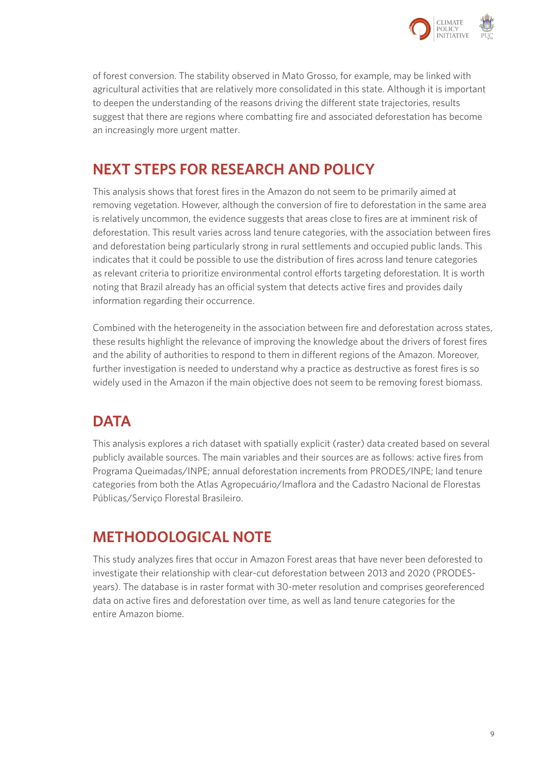of forest conversion. The stability observed in Mato Grosso, for example, may be linked with agricultural activities that are relatively more consolidated in this state. Although it is important to deepen the understanding of the reasons driving the different state trajectories, results suggest that there are regions where combatting fire and associated deforestation has become an increasingly more urgent matter.

## NEXT STEPS FOR RESEARCH AND POLICY

This analysis shows that forest fires in the Amazon do not seem to be primarily aimed at removing vegetation. However, although the conversion of fire to deforestation in the same area is relatively uncommon, the evidence suggests that areas close to fires are at imminent risk of deforestation. This result varies across land tenure categories, with the association between fires and deforestation being particularly strong in rural settlements and occupied public lands. This indicates that it could be possible to use the distribution of fires across land tenure categories as relevant criteria to prioritize environmental control efforts targeting deforestation. It is worth noting that Brazil already has an official system that detects active fires and provides daily information regarding their occurrence.

Combined with the heterogeneity in the association between fire and deforestation across states, these results highlight the relevance of improving the knowledge about the drivers of forest fires and the ability of authorities to respond to them in different regions of the Amazon. Moreover, further investigation is needed to understand why a practice as destructive as forest fires is so widely used in the Amazon if the main objective does not seem to be removing forest biomass.

## DATA

This analysis explores a rich dataset with spatially explicit (raster) data created based on several publicly available sources. The main variables and their sources are as follows: active fires from Programa Queimadas/INPE; annual deforestation increments from PRODES/INPE; land tenure categories from both the Atlas Agropecuário/Imaflora and the Cadastro Nacional de Florestas Públicas/Serviço Florestal Brasileiro.

## METHODOLOGICAL NOTE

This study analyzes fires that occur in Amazon Forest areas that have never been deforested to investigate their relationship with clear-cut deforestation between 2013 and 2020 (PRODES-years). The database is in raster format with 30-meter resolution and comprises georeferenced data on active fires and deforestation over time, as well as land tenure categories for the entire Amazon biome.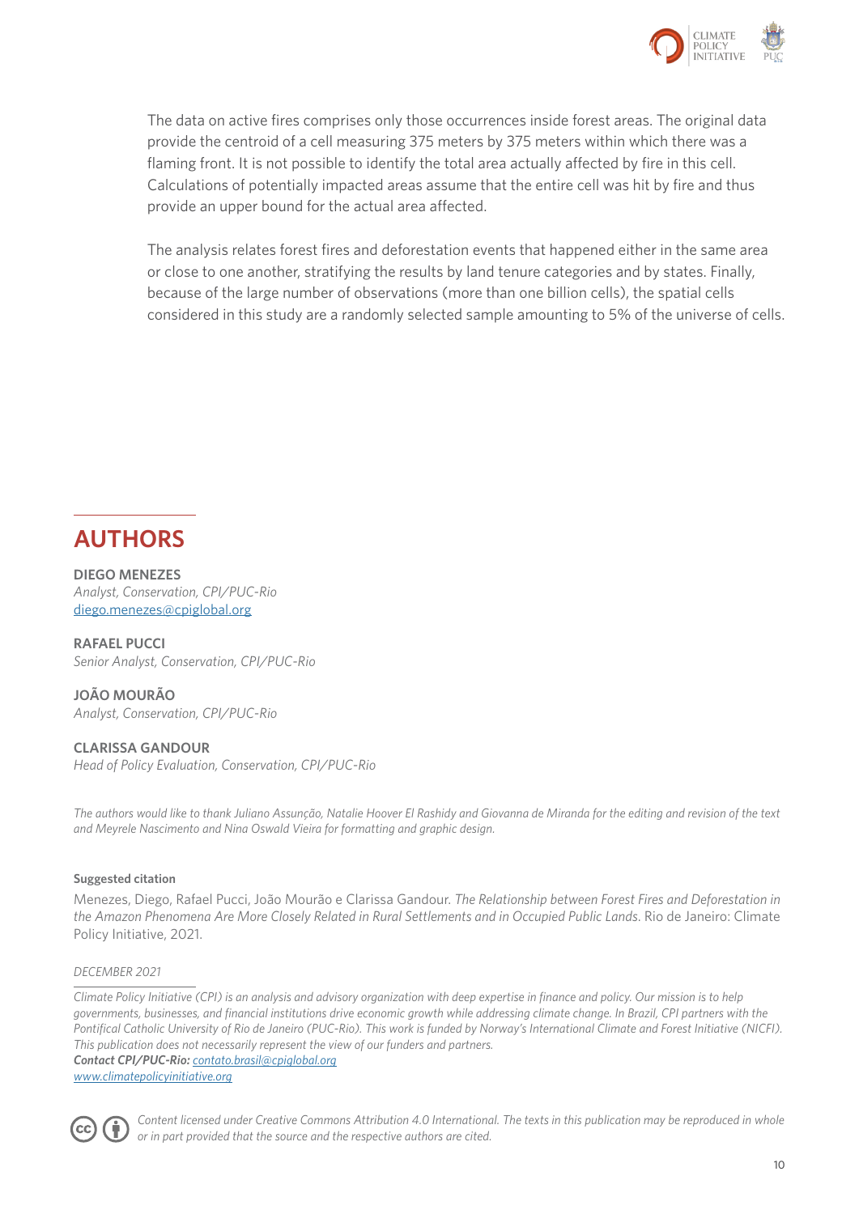The data on active fires comprises only those occurrences inside forest areas. The original data provide the centroid of a cell measuring 375 meters by 375 meters within which there was a flaming front. It is not possible to identify the total area actually affected by fire in this cell. Calculations of potentially impacted areas assume that the entire cell was hit by fire and thus provide an upper bound for the actual area affected.

The analysis relates forest fires and deforestation events that happened either in the same area or close to one another, stratifying the results by land tenure categories and by states. Finally, because of the large number of observations (more than one billion cells), the spatial cells considered in this study are a randomly selected sample amounting to 5% of the universe of cells.

## AUTHORS

**DIEGO MENEZES**
*Analyst, Conservation, CPI/PUC-Rio*
diego.menezes@cpiglobal.org

**RAFAEL PUCCI**
*Senior Analyst, Conservation, CPI/PUC-Rio*

**JOÃO MOURÃO**
*Analyst, Conservation, CPI/PUC-Rio*

**CLARISSA GANDOUR**
*Head of Policy Evaluation, Conservation, CPI/PUC-Rio*

*The authors would like to thank Juliano Assunção, Natalie Hoover El Rashidy and Giovanna de Miranda for the editing and revision of the text and Meyrele Nascimento and Nina Oswald Vieira for formatting and graphic design.*

**Suggested citation**

Menezes, Diego, Rafael Pucci, João Mourão e Clarissa Gandour. *The Relationship between Forest Fires and Deforestation in the Amazon Phenomena Are More Closely Related in Rural Settlements and in Occupied Public Lands.* Rio de Janeiro: Climate Policy Initiative, 2021.

*DECEMBER 2021*

*Climate Policy Initiative (CPI) is an analysis and advisory organization with deep expertise in finance and policy. Our mission is to help governments, businesses, and financial institutions drive economic growth while addressing climate change. In Brazil, CPI partners with the Pontifical Catholic University of Rio de Janeiro (PUC-Rio). This work is funded by Norway's International Climate and Forest Initiative (NICFI). This publication does not necessarily represent the view of our funders and partners.*
***Contact CPI/PUC-Rio:*** *contato.brasil@cpiglobal.org*
*www.climatepolicyinitiative.org*

*Content licensed under Creative Commons Attribution 4.0 International. The texts in this publication may be reproduced in whole or in part provided that the source and the respective authors are cited.*